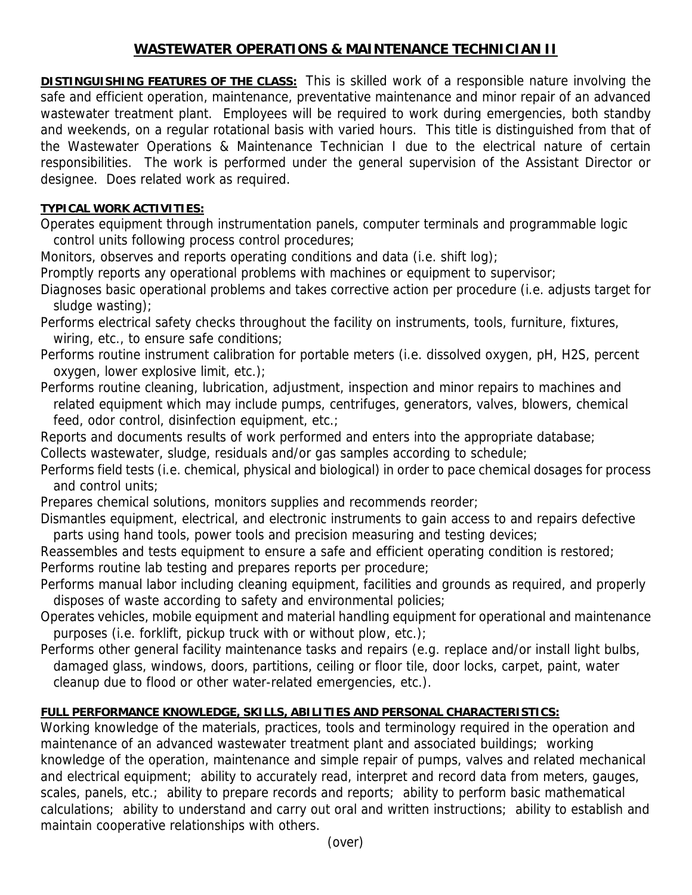# WASTEWATER OPERATIONS & MAINTENANCE TECHNICIAN II

**DISTINGUISHING FEATURES OF THE CLASS:** This is skilled work of a responsible nature involving the safe and efficient operation, maintenance, preventative maintenance and minor repair of an advanced wastewater treatment plant. Employees will be required to work during emergencies, both standby and weekends, on a regular rotational basis with varied hours. This title is distinguished from that of the Wastewater Operations & Maintenance Technician I due to the electrical nature of certain responsibilities. The work is performed under the general supervision of the Assistant Director or designee. Does related work as required.

**TYPICAL WORK ACTIVITIES:**

Operates equipment through instrumentation panels, computer terminals and programmable logic control units following process control procedures;

Monitors, observes and reports operating conditions and data (i.e. shift log);

Promptly reports any operational problems with machines or equipment to supervisor;

Diagnoses basic operational problems and takes corrective action per procedure (i.e. adjusts target for sludge wasting);

Performs electrical safety checks throughout the facility on instruments, tools, furniture, fixtures, wiring, etc., to ensure safe conditions;

Performs routine instrument calibration for portable meters (i.e. dissolved oxygen, pH, $H_2S$, percent oxygen, lower explosive limit, etc.);

Performs routine cleaning, lubrication, adjustment, inspection and minor repairs to machines and related equipment which may include pumps, centrifuges, generators, valves, blowers, chemical feed, odor control, disinfection equipment, etc.;

Reports and documents results of work performed and enters into the appropriate database;

Collects wastewater, sludge, residuals and/or gas samples according to schedule;

Performs field tests (i.e. chemical, physical and biological) in order to pace chemical dosages for process and control units;

Prepares chemical solutions, monitors supplies and recommends reorder;

Dismantles equipment, electrical, and electronic instruments to gain access to and repairs defective parts using hand tools, power tools and precision measuring and testing devices;

Reassembles and tests equipment to ensure a safe and efficient operating condition is restored;

Performs routine lab testing and prepares reports per procedure;

Performs manual labor including cleaning equipment, facilities and grounds as required, and properly disposes of waste according to safety and environmental policies;

Operates vehicles, mobile equipment and material handling equipment for operational and maintenance purposes (i.e. forklift, pickup truck with or without plow, etc.);

Performs other general facility maintenance tasks and repairs (e.g. replace and/or install light bulbs, damaged glass, windows, doors, partitions, ceiling or floor tile, door locks, carpet, paint, water cleanup due to flood or other water-related emergencies, etc.).

**FULL PERFORMANCE KNOWLEDGE, SKILLS, ABILITIES AND PERSONAL CHARACTERISTICS:**

Working knowledge of the materials, practices, tools and terminology required in the operation and maintenance of an advanced wastewater treatment plant and associated buildings; working knowledge of the operation, maintenance and simple repair of pumps, valves and related mechanical and electrical equipment; ability to accurately read, interpret and record data from meters, gauges, scales, panels, etc.; ability to prepare records and reports; ability to perform basic mathematical calculations; ability to understand and carry out oral and written instructions; ability to establish and maintain cooperative relationships with others.

(over)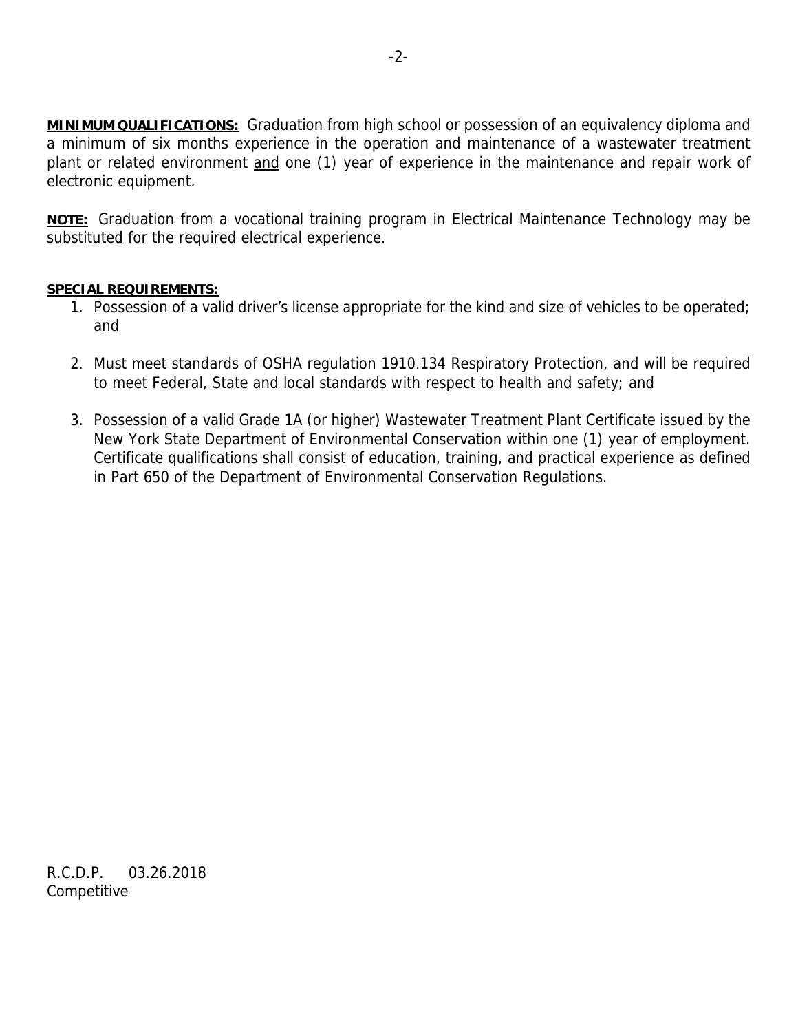**MINIMUM QUALIFICATIONS:** Graduation from high school or possession of an equivalency diploma and a minimum of six months experience in the operation and maintenance of a wastewater treatment plant or related environment and one (1) year of experience in the maintenance and repair work of electronic equipment.

**NOTE:** Graduation from a vocational training program in Electrical Maintenance Technology may be substituted for the required electrical experience.

**SPECIAL REQUIREMENTS:**

1. Possession of a valid driver's license appropriate for the kind and size of vehicles to be operated; and

2. Must meet standards of OSHA regulation 1910.134 Respiratory Protection, and will be required to meet Federal, State and local standards with respect to health and safety; and

3. Possession of a valid Grade 1A (or higher) Wastewater Treatment Plant Certificate issued by the New York State Department of Environmental Conservation within one (1) year of employment. Certificate qualifications shall consist of education, training, and practical experience as defined in Part 650 of the Department of Environmental Conservation Regulations.

R.C.D.P. 03.26.2018
Competitive